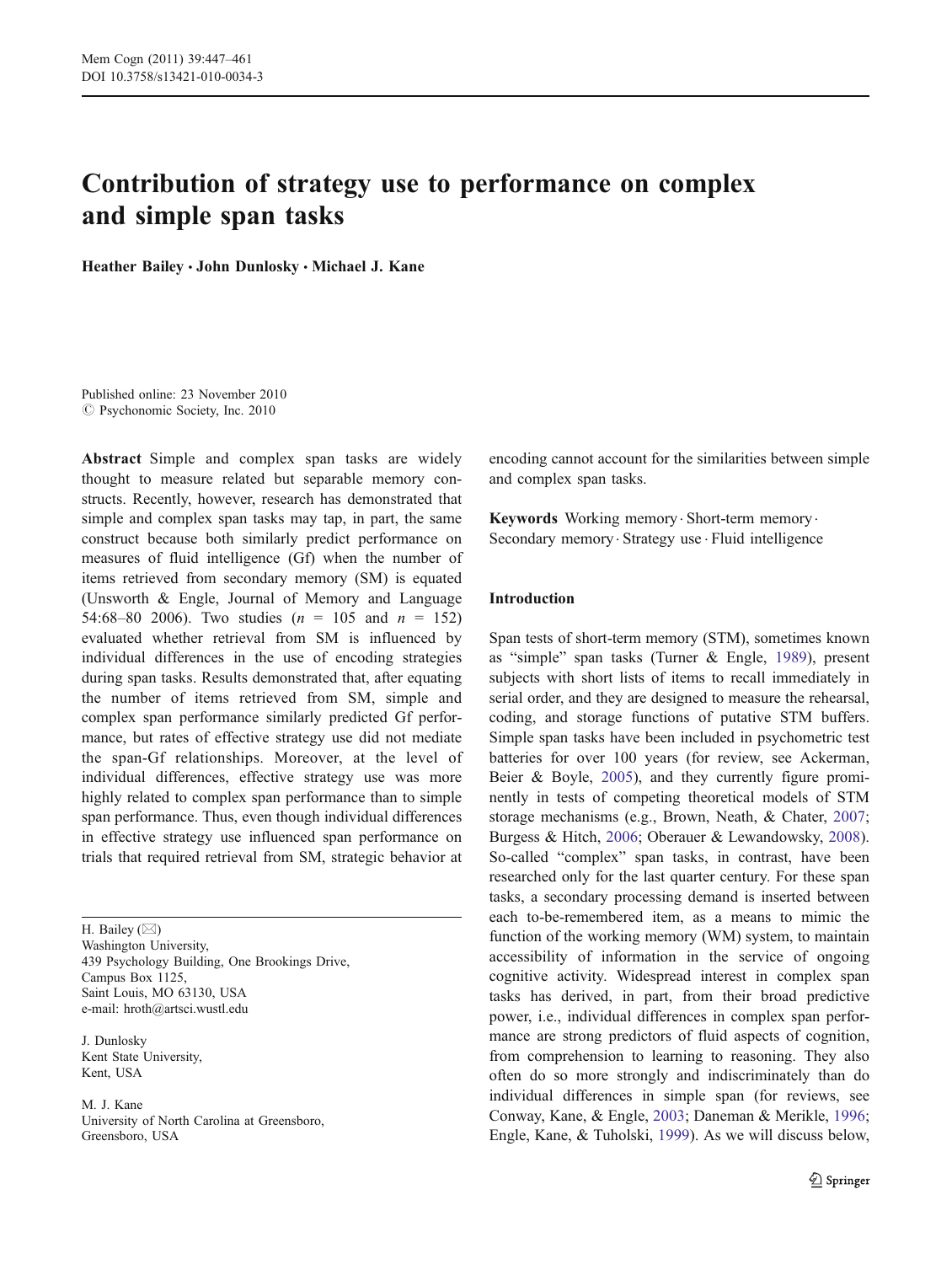# Contribution of strategy use to performance on complex and simple span tasks

**Heather Bailey · John Dunlosky · Michael J. Kane**

Published online: 23 November 2010
© Psychonomic Society, Inc. 2010

**Abstract** Simple and complex span tasks are widely thought to measure related but separable memory constructs. Recently, however, research has demonstrated that simple and complex span tasks may tap, in part, the same construct because both similarly predict performance on measures of fluid intelligence (Gf) when the number of items retrieved from secondary memory (SM) is equated (Unsworth & Engle, Journal of Memory and Language 54:68–80 2006). Two studies ($n$ = 105 and $n$ = 152) evaluated whether retrieval from SM is influenced by individual differences in the use of encoding strategies during span tasks. Results demonstrated that, after equating the number of items retrieved from SM, simple and complex span performance similarly predicted Gf performance, but rates of effective strategy use did not mediate the span-Gf relationships. Moreover, at the level of individual differences, effective strategy use was more highly related to complex span performance than to simple span performance. Thus, even though individual differences in effective strategy use influenced span performance on trials that required retrieval from SM, strategic behavior at encoding cannot account for the similarities between simple and complex span tasks.

**Keywords** Working memory · Short-term memory · Secondary memory · Strategy use · Fluid intelligence

H. Bailey (✉)
Washington University,
439 Psychology Building, One Brookings Drive,
Campus Box 1125,
Saint Louis, MO 63130, USA
e-mail: hroth@artsci.wustl.edu

J. Dunlosky
Kent State University,
Kent, USA

M. J. Kane
University of North Carolina at Greensboro,
Greensboro, USA

## Introduction

Span tests of short-term memory (STM), sometimes known as "simple" span tasks (Turner & Engle, 1989), present subjects with short lists of items to recall immediately in serial order, and they are designed to measure the rehearsal, coding, and storage functions of putative STM buffers. Simple span tasks have been included in psychometric test batteries for over 100 years (for review, see Ackerman, Beier & Boyle, 2005), and they currently figure prominently in tests of competing theoretical models of STM storage mechanisms (e.g., Brown, Neath, & Chater, 2007; Burgess & Hitch, 2006; Oberauer & Lewandowsky, 2008). So-called "complex" span tasks, in contrast, have been researched only for the last quarter century. For these span tasks, a secondary processing demand is inserted between each to-be-remembered item, as a means to mimic the function of the working memory (WM) system, to maintain accessibility of information in the service of ongoing cognitive activity. Widespread interest in complex span tasks has derived, in part, from their broad predictive power, i.e., individual differences in complex span performance are strong predictors of fluid aspects of cognition, from comprehension to learning to reasoning. They also often do so more strongly and indiscriminately than do individual differences in simple span (for reviews, see Conway, Kane, & Engle, 2003; Daneman & Merikle, 1996; Engle, Kane, & Tuholski, 1999). As we will discuss below,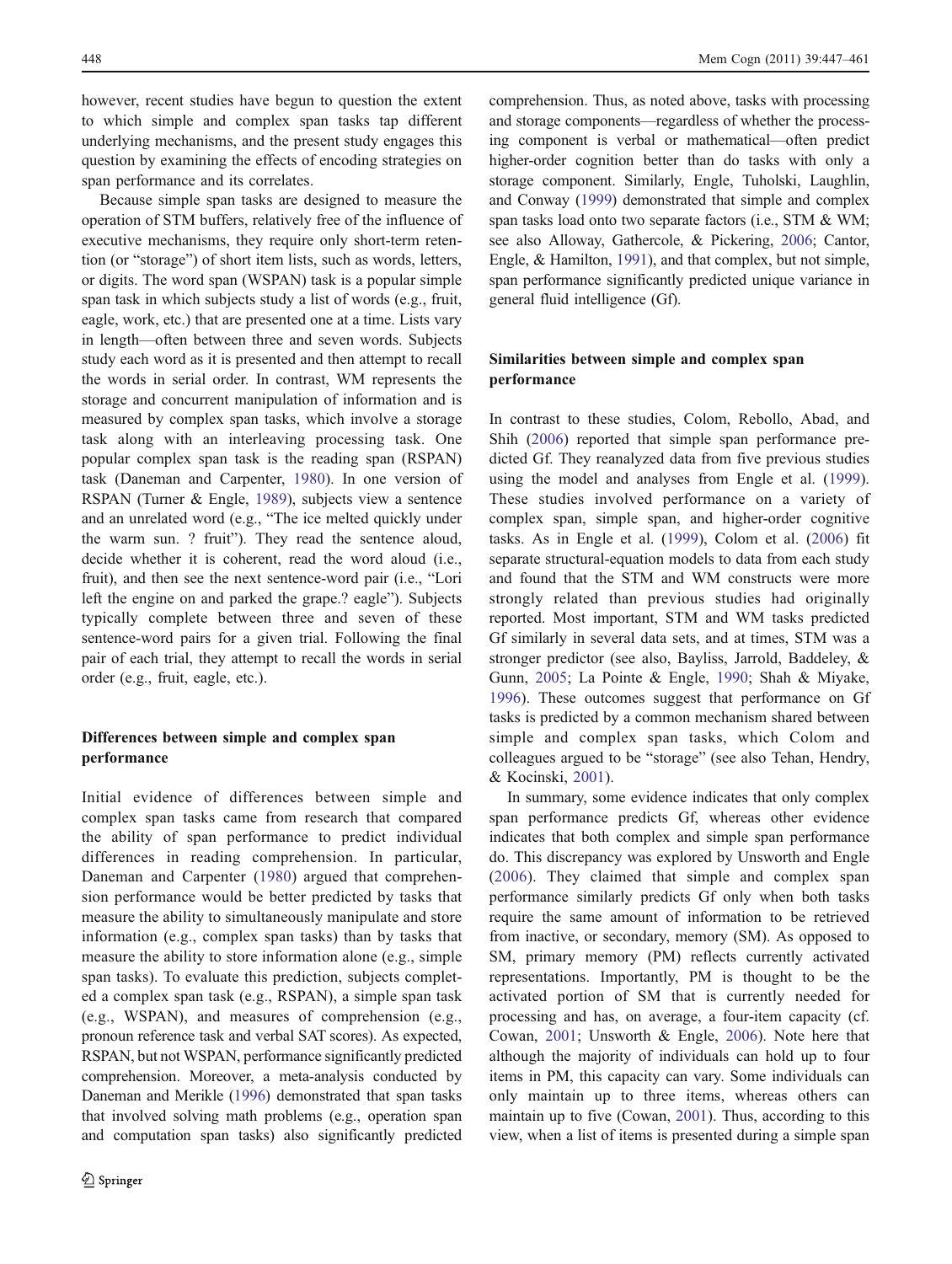however, recent studies have begun to question the extent to which simple and complex span tasks tap different underlying mechanisms, and the present study engages this question by examining the effects of encoding strategies on span performance and its correlates.

Because simple span tasks are designed to measure the operation of STM buffers, relatively free of the influence of executive mechanisms, they require only short-term retention (or "storage") of short item lists, such as words, letters, or digits. The word span (WSPAN) task is a popular simple span task in which subjects study a list of words (e.g., fruit, eagle, work, etc.) that are presented one at a time. Lists vary in length—often between three and seven words. Subjects study each word as it is presented and then attempt to recall the words in serial order. In contrast, WM represents the storage and concurrent manipulation of information and is measured by complex span tasks, which involve a storage task along with an interleaving processing task. One popular complex span task is the reading span (RSPAN) task (Daneman and Carpenter, 1980). In one version of RSPAN (Turner & Engle, 1989), subjects view a sentence and an unrelated word (e.g., "The ice melted quickly under the warm sun. ? fruit"). They read the sentence aloud, decide whether it is coherent, read the word aloud (i.e., fruit), and then see the next sentence-word pair (i.e., "Lori left the engine on and parked the grape.? eagle"). Subjects typically complete between three and seven of these sentence-word pairs for a given trial. Following the final pair of each trial, they attempt to recall the words in serial order (e.g., fruit, eagle, etc.).

## Differences between simple and complex span performance

Initial evidence of differences between simple and complex span tasks came from research that compared the ability of span performance to predict individual differences in reading comprehension. In particular, Daneman and Carpenter (1980) argued that comprehension performance would be better predicted by tasks that measure the ability to simultaneously manipulate and store information (e.g., complex span tasks) than by tasks that measure the ability to store information alone (e.g., simple span tasks). To evaluate this prediction, subjects completed a complex span task (e.g., RSPAN), a simple span task (e.g., WSPAN), and measures of comprehension (e.g., pronoun reference task and verbal SAT scores). As expected, RSPAN, but not WSPAN, performance significantly predicted comprehension. Moreover, a meta-analysis conducted by Daneman and Merikle (1996) demonstrated that span tasks that involved solving math problems (e.g., operation span and computation span tasks) also significantly predicted comprehension. Thus, as noted above, tasks with processing and storage components—regardless of whether the processing component is verbal or mathematical—often predict higher-order cognition better than do tasks with only a storage component. Similarly, Engle, Tuholski, Laughlin, and Conway (1999) demonstrated that simple and complex span tasks load onto two separate factors (i.e., STM & WM; see also Alloway, Gathercole, & Pickering, 2006; Cantor, Engle, & Hamilton, 1991), and that complex, but not simple, span performance significantly predicted unique variance in general fluid intelligence (Gf).

## Similarities between simple and complex span performance

In contrast to these studies, Colom, Rebollo, Abad, and Shih (2006) reported that simple span performance predicted Gf. They reanalyzed data from five previous studies using the model and analyses from Engle et al. (1999). These studies involved performance on a variety of complex span, simple span, and higher-order cognitive tasks. As in Engle et al. (1999), Colom et al. (2006) fit separate structural-equation models to data from each study and found that the STM and WM constructs were more strongly related than previous studies had originally reported. Most important, STM and WM tasks predicted Gf similarly in several data sets, and at times, STM was a stronger predictor (see also, Bayliss, Jarrold, Baddeley, & Gunn, 2005; La Pointe & Engle, 1990; Shah & Miyake, 1996). These outcomes suggest that performance on Gf tasks is predicted by a common mechanism shared between simple and complex span tasks, which Colom and colleagues argued to be "storage" (see also Tehan, Hendry, & Kocinski, 2001).

In summary, some evidence indicates that only complex span performance predicts Gf, whereas other evidence indicates that both complex and simple span performance do. This discrepancy was explored by Unsworth and Engle (2006). They claimed that simple and complex span performance similarly predicts Gf only when both tasks require the same amount of information to be retrieved from inactive, or secondary, memory (SM). As opposed to SM, primary memory (PM) reflects currently activated representations. Importantly, PM is thought to be the activated portion of SM that is currently needed for processing and has, on average, a four-item capacity (cf. Cowan, 2001; Unsworth & Engle, 2006). Note here that although the majority of individuals can hold up to four items in PM, this capacity can vary. Some individuals can only maintain up to three items, whereas others can maintain up to five (Cowan, 2001). Thus, according to this view, when a list of items is presented during a simple span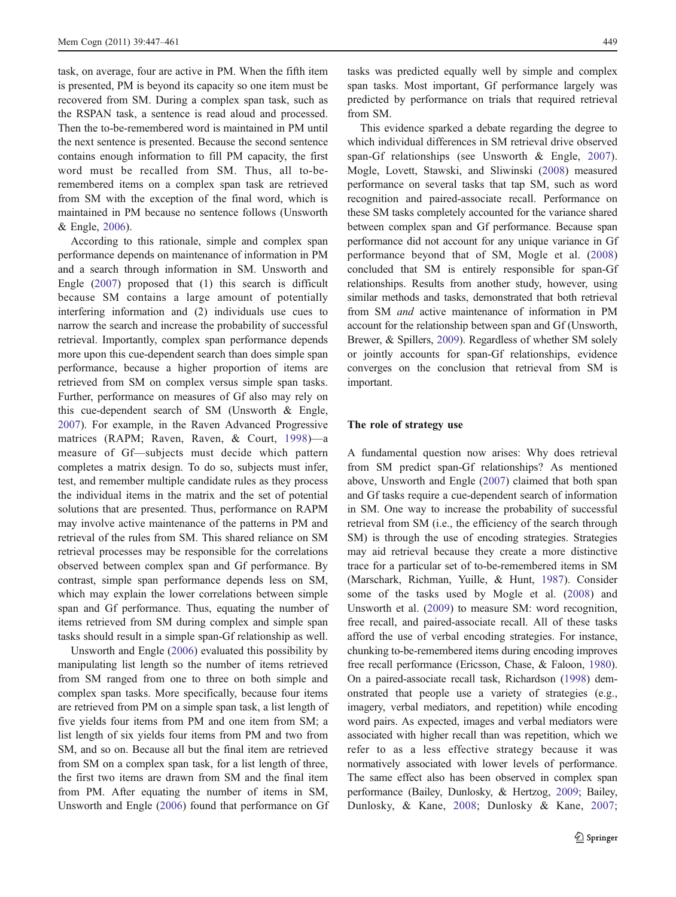task, on average, four are active in PM. When the fifth item is presented, PM is beyond its capacity so one item must be recovered from SM. During a complex span task, such as the RSPAN task, a sentence is read aloud and processed. Then the to-be-remembered word is maintained in PM until the next sentence is presented. Because the second sentence contains enough information to fill PM capacity, the first word must be recalled from SM. Thus, all to-be-remembered items on a complex span task are retrieved from SM with the exception of the final word, which is maintained in PM because no sentence follows (Unsworth & Engle, 2006).

According to this rationale, simple and complex span performance depends on maintenance of information in PM and a search through information in SM. Unsworth and Engle (2007) proposed that (1) this search is difficult because SM contains a large amount of potentially interfering information and (2) individuals use cues to narrow the search and increase the probability of successful retrieval. Importantly, complex span performance depends more upon this cue-dependent search than does simple span performance, because a higher proportion of items are retrieved from SM on complex versus simple span tasks. Further, performance on measures of Gf also may rely on this cue-dependent search of SM (Unsworth & Engle, 2007). For example, in the Raven Advanced Progressive matrices (RAPM; Raven, Raven, & Court, 1998)—a measure of Gf—subjects must decide which pattern completes a matrix design. To do so, subjects must infer, test, and remember multiple candidate rules as they process the individual items in the matrix and the set of potential solutions that are presented. Thus, performance on RAPM may involve active maintenance of the patterns in PM and retrieval of the rules from SM. This shared reliance on SM retrieval processes may be responsible for the correlations observed between complex span and Gf performance. By contrast, simple span performance depends less on SM, which may explain the lower correlations between simple span and Gf performance. Thus, equating the number of items retrieved from SM during complex and simple span tasks should result in a simple span-Gf relationship as well.

Unsworth and Engle (2006) evaluated this possibility by manipulating list length so the number of items retrieved from SM ranged from one to three on both simple and complex span tasks. More specifically, because four items are retrieved from PM on a simple span task, a list length of five yields four items from PM and one item from SM; a list length of six yields four items from PM and two from SM, and so on. Because all but the final item are retrieved from SM on a complex span task, for a list length of three, the first two items are drawn from SM and the final item from PM. After equating the number of items in SM, Unsworth and Engle (2006) found that performance on Gf tasks was predicted equally well by simple and complex span tasks. Most important, Gf performance largely was predicted by performance on trials that required retrieval from SM.

This evidence sparked a debate regarding the degree to which individual differences in SM retrieval drive observed span-Gf relationships (see Unsworth & Engle, 2007). Mogle, Lovett, Stawski, and Sliwinski (2008) measured performance on several tasks that tap SM, such as word recognition and paired-associate recall. Performance on these SM tasks completely accounted for the variance shared between complex span and Gf performance. Because span performance did not account for any unique variance in Gf performance beyond that of SM, Mogle et al. (2008) concluded that SM is entirely responsible for span-Gf relationships. Results from another study, however, using similar methods and tasks, demonstrated that both retrieval from SM *and* active maintenance of information in PM account for the relationship between span and Gf (Unsworth, Brewer, & Spillers, 2009). Regardless of whether SM solely or jointly accounts for span-Gf relationships, evidence converges on the conclusion that retrieval from SM is important.

## The role of strategy use

A fundamental question now arises: Why does retrieval from SM predict span-Gf relationships? As mentioned above, Unsworth and Engle (2007) claimed that both span and Gf tasks require a cue-dependent search of information in SM. One way to increase the probability of successful retrieval from SM (i.e., the efficiency of the search through SM) is through the use of encoding strategies. Strategies may aid retrieval because they create a more distinctive trace for a particular set of to-be-remembered items in SM (Marschark, Richman, Yuille, & Hunt, 1987). Consider some of the tasks used by Mogle et al. (2008) and Unsworth et al. (2009) to measure SM: word recognition, free recall, and paired-associate recall. All of these tasks afford the use of verbal encoding strategies. For instance, chunking to-be-remembered items during encoding improves free recall performance (Ericsson, Chase, & Faloon, 1980). On a paired-associate recall task, Richardson (1998) demonstrated that people use a variety of strategies (e.g., imagery, verbal mediators, and repetition) while encoding word pairs. As expected, images and verbal mediators were associated with higher recall than was repetition, which we refer to as a less effective strategy because it was normatively associated with lower levels of performance. The same effect also has been observed in complex span performance (Bailey, Dunlosky, & Hertzog, 2009; Bailey, Dunlosky, & Kane, 2008; Dunlosky & Kane, 2007;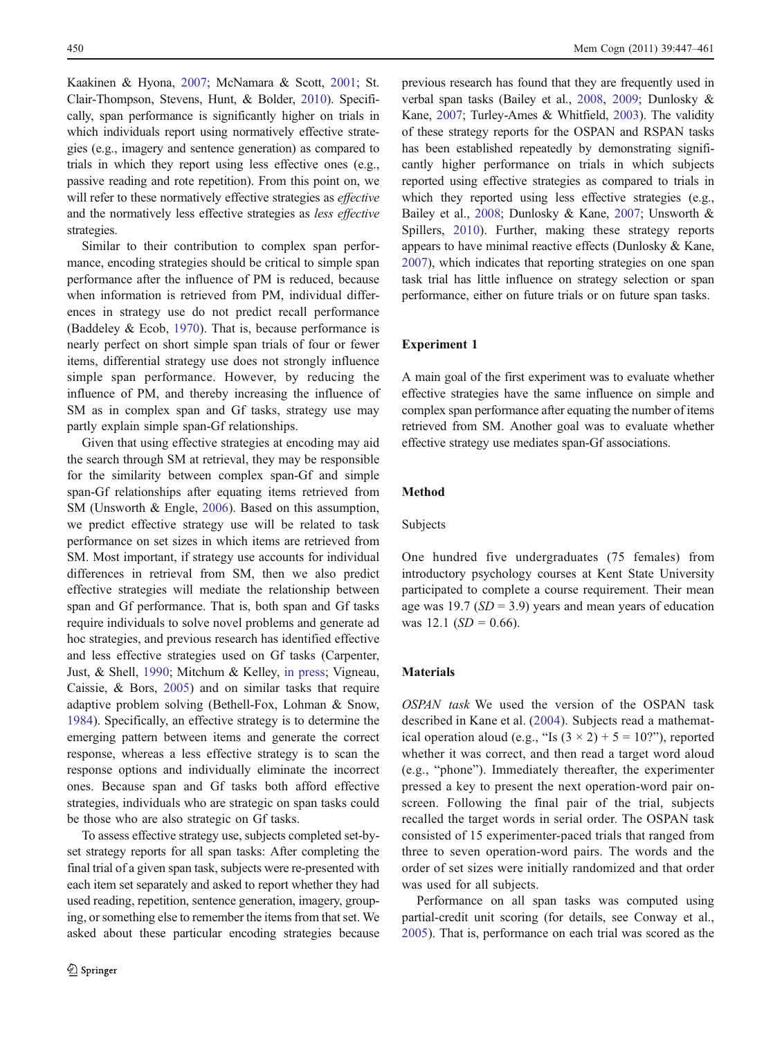Kaakinen & Hyona, 2007; McNamara & Scott, 2001; St. Clair-Thompson, Stevens, Hunt, & Bolder, 2010). Specifically, span performance is significantly higher on trials in which individuals report using normatively effective strategies (e.g., imagery and sentence generation) as compared to trials in which they report using less effective ones (e.g., passive reading and rote repetition). From this point on, we will refer to these normatively effective strategies as *effective* and the normatively less effective strategies as *less effective* strategies.

Similar to their contribution to complex span performance, encoding strategies should be critical to simple span performance after the influence of PM is reduced, because when information is retrieved from PM, individual differences in strategy use do not predict recall performance (Baddeley & Ecob, 1970). That is, because performance is nearly perfect on short simple span trials of four or fewer items, differential strategy use does not strongly influence simple span performance. However, by reducing the influence of PM, and thereby increasing the influence of SM as in complex span and Gf tasks, strategy use may partly explain simple span-Gf relationships.

Given that using effective strategies at encoding may aid the search through SM at retrieval, they may be responsible for the similarity between complex span-Gf and simple span-Gf relationships after equating items retrieved from SM (Unsworth & Engle, 2006). Based on this assumption, we predict effective strategy use will be related to task performance on set sizes in which items are retrieved from SM. Most important, if strategy use accounts for individual differences in retrieval from SM, then we also predict effective strategies will mediate the relationship between span and Gf performance. That is, both span and Gf tasks require individuals to solve novel problems and generate ad hoc strategies, and previous research has identified effective and less effective strategies used on Gf tasks (Carpenter, Just, & Shell, 1990; Mitchum & Kelley, in press; Vigneau, Caissie, & Bors, 2005) and on similar tasks that require adaptive problem solving (Bethell-Fox, Lohman & Snow, 1984). Specifically, an effective strategy is to determine the emerging pattern between items and generate the correct response, whereas a less effective strategy is to scan the response options and individually eliminate the incorrect ones. Because span and Gf tasks both afford effective strategies, individuals who are strategic on span tasks could be those who are also strategic on Gf tasks.

To assess effective strategy use, subjects completed set-by-set strategy reports for all span tasks: After completing the final trial of a given span task, subjects were re-presented with each item set separately and asked to report whether they had used reading, repetition, sentence generation, imagery, grouping, or something else to remember the items from that set. We asked about these particular encoding strategies because previous research has found that they are frequently used in verbal span tasks (Bailey et al., 2008, 2009; Dunlosky & Kane, 2007; Turley-Ames & Whitfield, 2003). The validity of these strategy reports for the OSPAN and RSPAN tasks has been established repeatedly by demonstrating significantly higher performance on trials in which subjects reported using effective strategies as compared to trials in which they reported using less effective strategies (e.g., Bailey et al., 2008; Dunlosky & Kane, 2007; Unsworth & Spillers, 2010). Further, making these strategy reports appears to have minimal reactive effects (Dunlosky & Kane, 2007), which indicates that reporting strategies on one span task trial has little influence on strategy selection or span performance, either on future trials or on future span tasks.

## Experiment 1

A main goal of the first experiment was to evaluate whether effective strategies have the same influence on simple and complex span performance after equating the number of items retrieved from SM. Another goal was to evaluate whether effective strategy use mediates span-Gf associations.

### Method

#### Subjects

One hundred five undergraduates (75 females) from introductory psychology courses at Kent State University participated to complete a course requirement. Their mean age was 19.7 ($SD = 3.9$) years and mean years of education was 12.1 ($SD = 0.66$).

### Materials

*OSPAN task* We used the version of the OSPAN task described in Kane et al. (2004). Subjects read a mathematical operation aloud (e.g., "Is $(3 \times 2) + 5 = 10$?"), reported whether it was correct, and then read a target word aloud (e.g., "phone"). Immediately thereafter, the experimenter pressed a key to present the next operation-word pair on-screen. Following the final pair of the trial, subjects recalled the target words in serial order. The OSPAN task consisted of 15 experimenter-paced trials that ranged from three to seven operation-word pairs. The words and the order of set sizes were initially randomized and that order was used for all subjects.

Performance on all span tasks was computed using partial-credit unit scoring (for details, see Conway et al., 2005). That is, performance on each trial was scored as the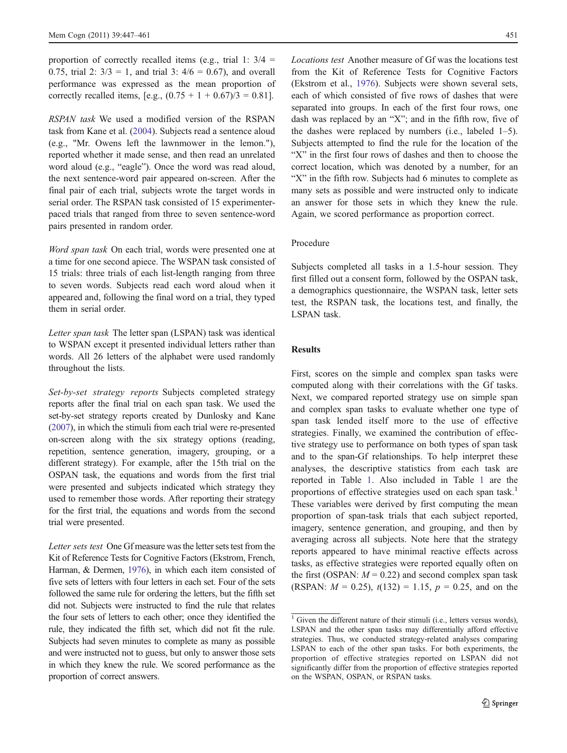proportion of correctly recalled items (e.g., trial 1: 3/4 = 0.75, trial 2: 3/3 = 1, and trial 3: 4/6 = 0.67), and overall performance was expressed as the mean proportion of correctly recalled items, [e.g., (0.75 + 1 + 0.67)/3 = 0.81].

*RSPAN task* We used a modified version of the RSPAN task from Kane et al. (2004). Subjects read a sentence aloud (e.g., "Mr. Owens left the lawnmower in the lemon."), reported whether it made sense, and then read an unrelated word aloud (e.g., "eagle"). Once the word was read aloud, the next sentence-word pair appeared on-screen. After the final pair of each trial, subjects wrote the target words in serial order. The RSPAN task consisted of 15 experimenter-paced trials that ranged from three to seven sentence-word pairs presented in random order.

*Word span task* On each trial, words were presented one at a time for one second apiece. The WSPAN task consisted of 15 trials: three trials of each list-length ranging from three to seven words. Subjects read each word aloud when it appeared and, following the final word on a trial, they typed them in serial order.

*Letter span task* The letter span (LSPAN) task was identical to WSPAN except it presented individual letters rather than words. All 26 letters of the alphabet were used randomly throughout the lists.

*Set-by-set strategy reports* Subjects completed strategy reports after the final trial on each span task. We used the set-by-set strategy reports created by Dunlosky and Kane (2007), in which the stimuli from each trial were re-presented on-screen along with the six strategy options (reading, repetition, sentence generation, imagery, grouping, or a different strategy). For example, after the 15th trial on the OSPAN task, the equations and words from the first trial were presented and subjects indicated which strategy they used to remember those words. After reporting their strategy for the first trial, the equations and words from the second trial were presented.

*Letter sets test* One Gf measure was the letter sets test from the Kit of Reference Tests for Cognitive Factors (Ekstrom, French, Harman, & Dermen, 1976), in which each item consisted of five sets of letters with four letters in each set. Four of the sets followed the same rule for ordering the letters, but the fifth set did not. Subjects were instructed to find the rule that relates the four sets of letters to each other; once they identified the rule, they indicated the fifth set, which did not fit the rule. Subjects had seven minutes to complete as many as possible and were instructed not to guess, but only to answer those sets in which they knew the rule. We scored performance as the proportion of correct answers.

*Locations test* Another measure of Gf was the locations test from the Kit of Reference Tests for Cognitive Factors (Ekstrom et al., 1976). Subjects were shown several sets, each of which consisted of five rows of dashes that were separated into groups. In each of the first four rows, one dash was replaced by an "X"; and in the fifth row, five of the dashes were replaced by numbers (i.e., labeled 1–5). Subjects attempted to find the rule for the location of the "X" in the first four rows of dashes and then to choose the correct location, which was denoted by a number, for an "X" in the fifth row. Subjects had 6 minutes to complete as many sets as possible and were instructed only to indicate an answer for those sets in which they knew the rule. Again, we scored performance as proportion correct.

### Procedure

Subjects completed all tasks in a 1.5-hour session. They first filled out a consent form, followed by the OSPAN task, a demographics questionnaire, the WSPAN task, letter sets test, the RSPAN task, the locations test, and finally, the LSPAN task.

## Results

First, scores on the simple and complex span tasks were computed along with their correlations with the Gf tasks. Next, we compared reported strategy use on simple span and complex span tasks to evaluate whether one type of span task lended itself more to the use of effective strategies. Finally, we examined the contribution of effective strategy use to performance on both types of span task and to the span-Gf relationships. To help interpret these analyses, the descriptive statistics from each task are reported in Table 1. Also included in Table 1 are the proportions of effective strategies used on each span task.[1] These variables were derived by first computing the mean proportion of span-task trials that each subject reported, imagery, sentence generation, and grouping, and then by averaging across all subjects. Note here that the strategy reports appeared to have minimal reactive effects across tasks, as effective strategies were reported equally often on the first (OSPAN: $M = 0.22$) and second complex span task (RSPAN: $M = 0.25$), $t(132) = 1.15$, $p = 0.25$, and on the

[1] Given the different nature of their stimuli (i.e., letters versus words), LSPAN and the other span tasks may differentially afford effective strategies. Thus, we conducted strategy-related analyses comparing LSPAN to each of the other span tasks. For both experiments, the proportion of effective strategies reported on LSPAN did not significantly differ from the proportion of effective strategies reported on the WSPAN, OSPAN, or RSPAN tasks.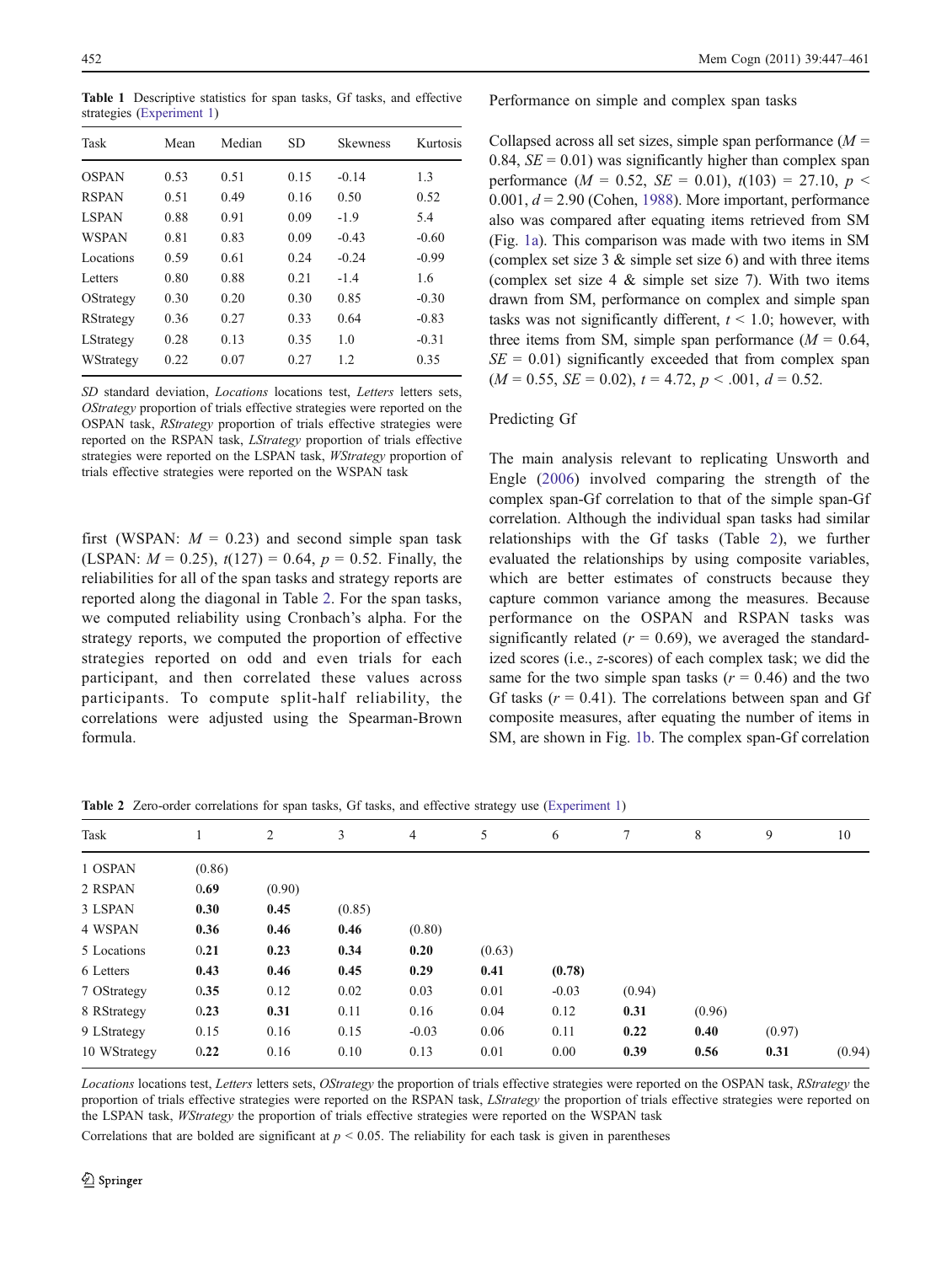**Table 1** Descriptive statistics for span tasks, Gf tasks, and effective strategies (Experiment 1)

| Task | Mean | Median | SD | Skewness | Kurtosis |
|---|---|---|---|---|---|
| OSPAN | 0.53 | 0.51 | 0.15 | -0.14 | 1.3 |
| RSPAN | 0.51 | 0.49 | 0.16 | 0.50 | 0.52 |
| LSPAN | 0.88 | 0.91 | 0.09 | -1.9 | 5.4 |
| WSPAN | 0.81 | 0.83 | 0.09 | -0.43 | -0.60 |
| Locations | 0.59 | 0.61 | 0.24 | -0.24 | -0.99 |
| Letters | 0.80 | 0.88 | 0.21 | -1.4 | 1.6 |
| OStrategy | 0.30 | 0.20 | 0.30 | 0.85 | -0.30 |
| RStrategy | 0.36 | 0.27 | 0.33 | 0.64 | -0.83 |
| LStrategy | 0.28 | 0.13 | 0.35 | 1.0 | -0.31 |
| WStrategy | 0.22 | 0.07 | 0.27 | 1.2 | 0.35 |

*SD* standard deviation, *Locations* locations test, *Letters* letters sets, *OStrategy* proportion of trials effective strategies were reported on the OSPAN task, *RStrategy* proportion of trials effective strategies were reported on the RSPAN task, *LStrategy* proportion of trials effective strategies were reported on the LSPAN task, *WStrategy* proportion of trials effective strategies were reported on the WSPAN task

first (WSPAN: $M$ = 0.23) and second simple span task (LSPAN: $M$ = 0.25), $t(127)$ = 0.64, $p$ = 0.52. Finally, the reliabilities for all of the span tasks and strategy reports are reported along the diagonal in Table 2. For the span tasks, we computed reliability using Cronbach's alpha. For the strategy reports, we computed the proportion of effective strategies reported on odd and even trials for each participant, and then correlated these values across participants. To compute split-half reliability, the correlations were adjusted using the Spearman-Brown formula.

## Performance on simple and complex span tasks

Collapsed across all set sizes, simple span performance ($M$ = 0.84, $SE$ = 0.01) was significantly higher than complex span performance ($M$ = 0.52, $SE$ = 0.01), $t(103)$ = 27.10, $p$ < 0.001, $d$ = 2.90 (Cohen, 1988). More important, performance also was compared after equating items retrieved from SM (Fig. 1a). This comparison was made with two items in SM (complex set size 3 & simple set size 6) and with three items (complex set size 4 & simple set size 7). With two items drawn from SM, performance on complex and simple span tasks was not significantly different, $t$ < 1.0; however, with three items from SM, simple span performance ($M$ = 0.64, $SE$ = 0.01) significantly exceeded that from complex span ($M$ = 0.55, $SE$ = 0.02), $t$ = 4.72, $p$ < .001, $d$ = 0.52.

## Predicting Gf

The main analysis relevant to replicating Unsworth and Engle (2006) involved comparing the strength of the complex span-Gf correlation to that of the simple span-Gf correlation. Although the individual span tasks had similar relationships with the Gf tasks (Table 2), we further evaluated the relationships by using composite variables, which are better estimates of constructs because they capture common variance among the measures. Because performance on the OSPAN and RSPAN tasks was significantly related ($r$ = 0.69), we averaged the standardized scores (i.e., $z$-scores) of each complex task; we did the same for the two simple span tasks ($r$ = 0.46) and the two Gf tasks ($r$ = 0.41). The correlations between span and Gf composite measures, after equating the number of items in SM, are shown in Fig. 1b. The complex span-Gf correlation

**Table 2** Zero-order correlations for span tasks, Gf tasks, and effective strategy use (Experiment 1)

| Task | 1 | 2 | 3 | 4 | 5 | 6 | 7 | 8 | 9 | 10 |
|---|---|---|---|---|---|---|---|---|---|---|
| 1 OSPAN | (0.86) | | | | | | | | | |
| 2 RSPAN | **0.69** | (0.90) | | | | | | | | |
| 3 LSPAN | **0.30** | **0.45** | (0.85) | | | | | | | |
| 4 WSPAN | **0.36** | **0.46** | **0.46** | (0.80) | | | | | | |
| 5 Locations | **0.21** | **0.23** | **0.34** | **0.20** | (0.63) | | | | | |
| 6 Letters | **0.43** | **0.46** | **0.45** | **0.29** | **0.41** | **(0.78)** | | | | |
| 7 OStrategy | **0.35** | 0.12 | 0.02 | 0.03 | 0.01 | -0.03 | (0.94) | | | |
| 8 RStrategy | **0.23** | **0.31** | 0.11 | 0.16 | 0.04 | 0.12 | **0.31** | (0.96) | | |
| 9 LStrategy | 0.15 | 0.16 | 0.15 | -0.03 | 0.06 | 0.11 | **0.22** | **0.40** | (0.97) | |
| 10 WStrategy | **0.22** | 0.16 | 0.10 | 0.13 | 0.01 | 0.00 | **0.39** | **0.56** | **0.31** | (0.94) |

*Locations* locations test, *Letters* letters sets, *OStrategy* the proportion of trials effective strategies were reported on the OSPAN task, *RStrategy* the proportion of trials effective strategies were reported on the RSPAN task, *LStrategy* the proportion of trials effective strategies were reported on the LSPAN task, *WStrategy* the proportion of trials effective strategies were reported on the WSPAN task

Correlations that are bolded are significant at $p$ < 0.05. The reliability for each task is given in parentheses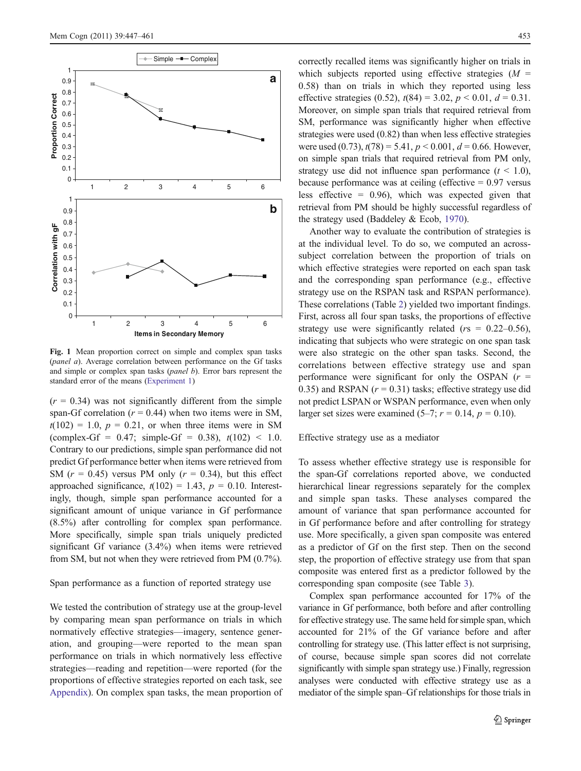Fig. 1 Mean proportion correct on simple and complex span tasks (*panel a*). Average correlation between performance on the Gf tasks and simple or complex span tasks (*panel b*). Error bars represent the standard error of the means (Experiment 1)

($r = 0.34$) was not significantly different from the simple span-Gf correlation ($r = 0.44$) when two items were in SM, $t(102) = 1.0$, $p = 0.21$, or when three items were in SM (complex-Gf = 0.47; simple-Gf = 0.38), $t(102) < 1.0$. Contrary to our predictions, simple span performance did not predict Gf performance better when items were retrieved from SM ($r = 0.45$) versus PM only ($r = 0.34$), but this effect approached significance, $t(102) = 1.43$, $p = 0.10$. Interestingly, though, simple span performance accounted for a significant amount of unique variance in Gf performance (8.5%) after controlling for complex span performance. More specifically, simple span trials uniquely predicted significant Gf variance (3.4%) when items were retrieved from SM, but not when they were retrieved from PM (0.7%).

## Span performance as a function of reported strategy use

We tested the contribution of strategy use at the group-level by comparing mean span performance on trials in which normatively effective strategies—imagery, sentence generation, and grouping—were reported to the mean span performance on trials in which normatively less effective strategies—reading and repetition—were reported (for the proportions of effective strategies reported on each task, see Appendix). On complex span tasks, the mean proportion of correctly recalled items was significantly higher on trials in which subjects reported using effective strategies ($M = 0.58$) than on trials in which they reported using less effective strategies (0.52), $t(84) = 3.02$, $p < 0.01$, $d = 0.31$. Moreover, on simple span trials that required retrieval from SM, performance was significantly higher when effective strategies were used (0.82) than when less effective strategies were used (0.73), $t(78) = 5.41$, $p < 0.001$, $d = 0.66$. However, on simple span trials that required retrieval from PM only, strategy use did not influence span performance ($t < 1.0$), because performance was at ceiling (effective = 0.97 versus less effective = 0.96), which was expected given that retrieval from PM should be highly successful regardless of the strategy used (Baddeley & Ecob, 1970).

Another way to evaluate the contribution of strategies is at the individual level. To do so, we computed an across-subject correlation between the proportion of trials on which effective strategies were reported on each span task and the corresponding span performance (e.g., effective strategy use on the RSPAN task and RSPAN performance). These correlations (Table 2) yielded two important findings. First, across all four span tasks, the proportions of effective strategy use were significantly related ($r$s = 0.22–0.56), indicating that subjects who were strategic on one span task were also strategic on the other span tasks. Second, the correlations between effective strategy use and span performance were significant for only the OSPAN ($r = 0.35$) and RSPAN ($r = 0.31$) tasks; effective strategy use did not predict LSPAN or WSPAN performance, even when only larger set sizes were examined (5–7; $r = 0.14$, $p = 0.10$).

## Effective strategy use as a mediator

To assess whether effective strategy use is responsible for the span-Gf correlations reported above, we conducted hierarchical linear regressions separately for the complex and simple span tasks. These analyses compared the amount of variance that span performance accounted for in Gf performance before and after controlling for strategy use. More specifically, a given span composite was entered as a predictor of Gf on the first step. Then on the second step, the proportion of effective strategy use from that span composite was entered first as a predictor followed by the corresponding span composite (see Table 3).

Complex span performance accounted for 17% of the variance in Gf performance, both before and after controlling for effective strategy use. The same held for simple span, which accounted for 21% of the Gf variance before and after controlling for strategy use. (This latter effect is not surprising, of course, because simple span scores did not correlate significantly with simple span strategy use.) Finally, regression analyses were conducted with effective strategy use as a mediator of the simple span–Gf relationships for those trials in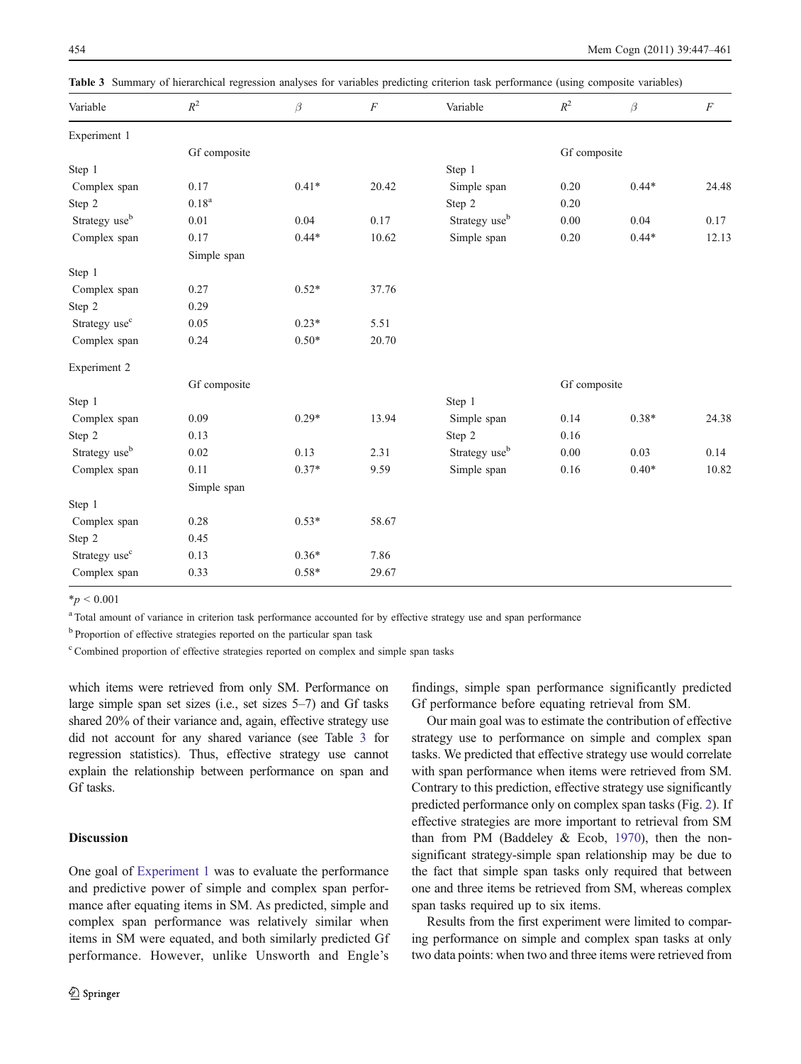**Table 3** Summary of hierarchical regression analyses for variables predicting criterion task performance (using composite variables)

| Variable | $R^2$ | $\beta$ | $F$ | Variable | $R^2$ | $\beta$ | $F$ |
|---|---|---|---|---|---|---|---|
| Experiment 1 | | | | | | | |
| | Gf composite | | | | Gf composite | | |
| Step 1 | | | | Step 1 | | | |
| Complex span | 0.17 | 0.41* | 20.42 | Simple span | 0.20 | 0.44* | 24.48 |
| Step 2 | 0.18[a] | | | Step 2 | 0.20 | | |
| Strategy use[b] | 0.01 | 0.04 | 0.17 | Strategy use[b] | 0.00 | 0.04 | 0.17 |
| Complex span | 0.17 | 0.44* | 10.62 | Simple span | 0.20 | 0.44* | 12.13 |
| | Simple span | | | | | | |
| Step 1 | | | | | | | |
| Complex span | 0.27 | 0.52* | 37.76 | | | | |
| Step 2 | 0.29 | | | | | | |
| Strategy use[c] | 0.05 | 0.23* | 5.51 | | | | |
| Complex span | 0.24 | 0.50* | 20.70 | | | | |
| Experiment 2 | | | | | | | |
| | Gf composite | | | | Gf composite | | |
| Step 1 | | | | Step 1 | | | |
| Complex span | 0.09 | 0.29* | 13.94 | Simple span | 0.14 | 0.38* | 24.38 |
| Step 2 | 0.13 | | | Step 2 | 0.16 | | |
| Strategy use[b] | 0.02 | 0.13 | 2.31 | Strategy use[b] | 0.00 | 0.03 | 0.14 |
| Complex span | 0.11 | 0.37* | 9.59 | Simple span | 0.16 | 0.40* | 10.82 |
| | Simple span | | | | | | |
| Step 1 | | | | | | | |
| Complex span | 0.28 | 0.53* | 58.67 | | | | |
| Step 2 | 0.45 | | | | | | |
| Strategy use[c] | 0.13 | 0.36* | 7.86 | | | | |
| Complex span | 0.33 | 0.58* | 29.67 | | | | |

*$p < 0.001$

[a] Total amount of variance in criterion task performance accounted for by effective strategy use and span performance

[b] Proportion of effective strategies reported on the particular span task

[c] Combined proportion of effective strategies reported on complex and simple span tasks

which items were retrieved from only SM. Performance on large simple span set sizes (i.e., set sizes 5–7) and Gf tasks shared 20% of their variance and, again, effective strategy use did not account for any shared variance (see Table 3 for regression statistics). Thus, effective strategy use cannot explain the relationship between performance on span and Gf tasks.

## Discussion

One goal of Experiment 1 was to evaluate the performance and predictive power of simple and complex span performance after equating items in SM. As predicted, simple and complex span performance was relatively similar when items in SM were equated, and both similarly predicted Gf performance. However, unlike Unsworth and Engle's findings, simple span performance significantly predicted Gf performance before equating retrieval from SM.

Our main goal was to estimate the contribution of effective strategy use to performance on simple and complex span tasks. We predicted that effective strategy use would correlate with span performance when items were retrieved from SM. Contrary to this prediction, effective strategy use significantly predicted performance only on complex span tasks (Fig. 2). If effective strategies are more important to retrieval from SM than from PM (Baddeley & Ecob, 1970), then the non-significant strategy-simple span relationship may be due to the fact that simple span tasks only required that between one and three items be retrieved from SM, whereas complex span tasks required up to six items.

Results from the first experiment were limited to comparing performance on simple and complex span tasks at only two data points: when two and three items were retrieved from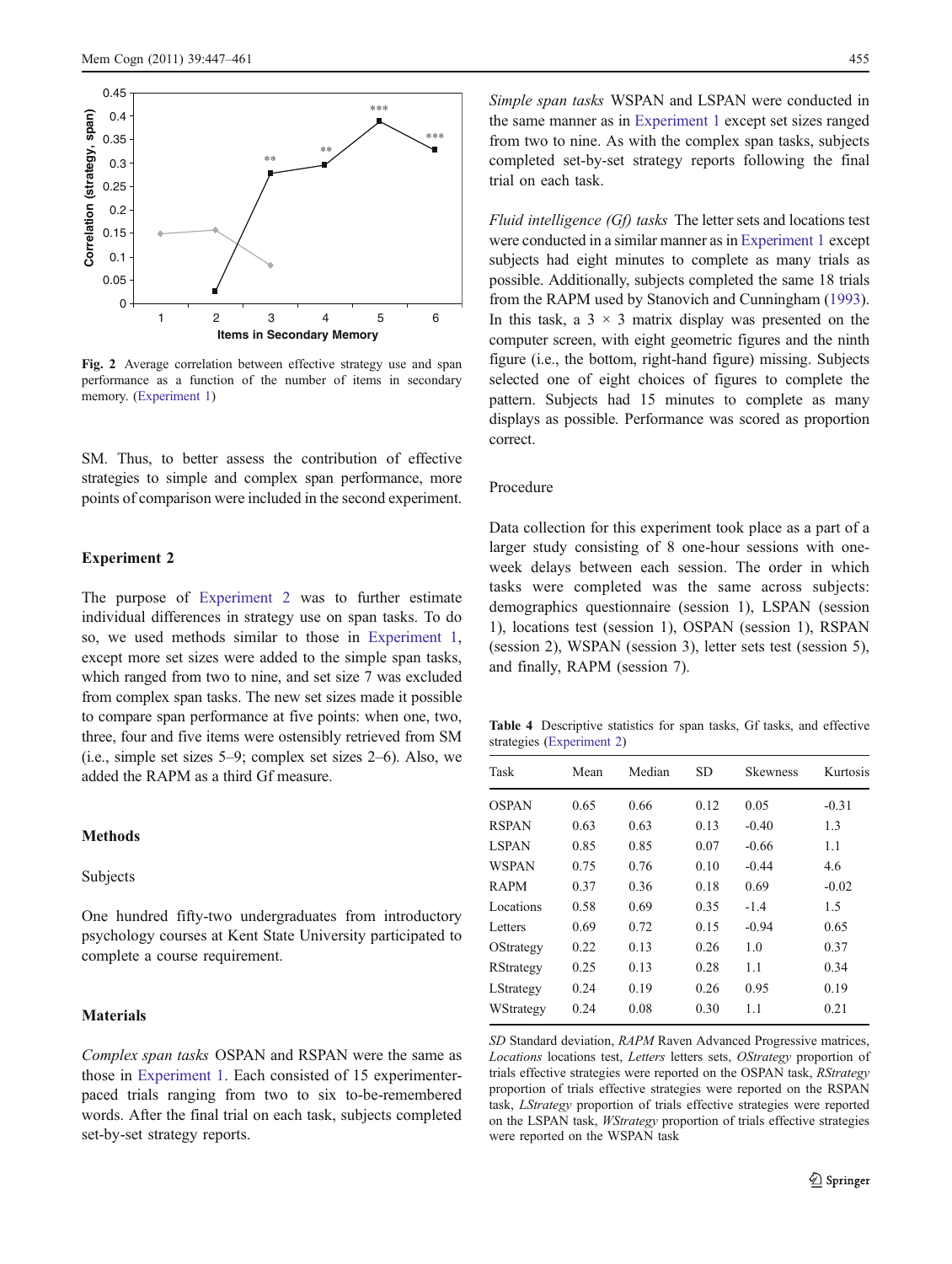**Fig. 2** Average correlation between effective strategy use and span performance as a function of the number of items in secondary memory. (Experiment 1)

SM. Thus, to better assess the contribution of effective strategies to simple and complex span performance, more points of comparison were included in the second experiment.

## Experiment 2

The purpose of Experiment 2 was to further estimate individual differences in strategy use on span tasks. To do so, we used methods similar to those in Experiment 1, except more set sizes were added to the simple span tasks, which ranged from two to nine, and set size 7 was excluded from complex span tasks. The new set sizes made it possible to compare span performance at five points: when one, two, three, four and five items were ostensibly retrieved from SM (i.e., simple set sizes 5–9; complex set sizes 2–6). Also, we added the RAPM as a third Gf measure.

### Methods

#### Subjects

One hundred fifty-two undergraduates from introductory psychology courses at Kent State University participated to complete a course requirement.

#### Materials

*Complex span tasks* OSPAN and RSPAN were the same as those in Experiment 1. Each consisted of 15 experimenter-paced trials ranging from two to six to-be-remembered words. After the final trial on each task, subjects completed set-by-set strategy reports.

*Simple span tasks* WSPAN and LSPAN were conducted in the same manner as in Experiment 1 except set sizes ranged from two to nine. As with the complex span tasks, subjects completed set-by-set strategy reports following the final trial on each task.

*Fluid intelligence (Gf) tasks* The letter sets and locations test were conducted in a similar manner as in Experiment 1 except subjects had eight minutes to complete as many trials as possible. Additionally, subjects completed the same 18 trials from the RAPM used by Stanovich and Cunningham (1993). In this task, a 3 × 3 matrix display was presented on the computer screen, with eight geometric figures and the ninth figure (i.e., the bottom, right-hand figure) missing. Subjects selected one of eight choices of figures to complete the pattern. Subjects had 15 minutes to complete as many displays as possible. Performance was scored as proportion correct.

#### Procedure

Data collection for this experiment took place as a part of a larger study consisting of 8 one-hour sessions with one-week delays between each session. The order in which tasks were completed was the same across subjects: demographics questionnaire (session 1), LSPAN (session 1), locations test (session 1), OSPAN (session 1), RSPAN (session 2), WSPAN (session 3), letter sets test (session 5), and finally, RAPM (session 7).

**Table 4** Descriptive statistics for span tasks, Gf tasks, and effective strategies (Experiment 2)

| Task | Mean | Median | SD | Skewness | Kurtosis |
|---|---|---|---|---|---|
| OSPAN | 0.65 | 0.66 | 0.12 | 0.05 | -0.31 |
| RSPAN | 0.63 | 0.63 | 0.13 | -0.40 | 1.3 |
| LSPAN | 0.85 | 0.85 | 0.07 | -0.66 | 1.1 |
| WSPAN | 0.75 | 0.76 | 0.10 | -0.44 | 4.6 |
| RAPM | 0.37 | 0.36 | 0.18 | 0.69 | -0.02 |
| Locations | 0.58 | 0.69 | 0.35 | -1.4 | 1.5 |
| Letters | 0.69 | 0.72 | 0.15 | -0.94 | 0.65 |
| OStrategy | 0.22 | 0.13 | 0.26 | 1.0 | 0.37 |
| RStrategy | 0.25 | 0.13 | 0.28 | 1.1 | 0.34 |
| LStrategy | 0.24 | 0.19 | 0.26 | 0.95 | 0.19 |
| WStrategy | 0.24 | 0.08 | 0.30 | 1.1 | 0.21 |

*SD* Standard deviation, *RAPM* Raven Advanced Progressive matrices, *Locations* locations test, *Letters* letters sets, *OStrategy* proportion of trials effective strategies were reported on the OSPAN task, *RStrategy* proportion of trials effective strategies were reported on the RSPAN task, *LStrategy* proportion of trials effective strategies were reported on the LSPAN task, *WStrategy* proportion of trials effective strategies were reported on the WSPAN task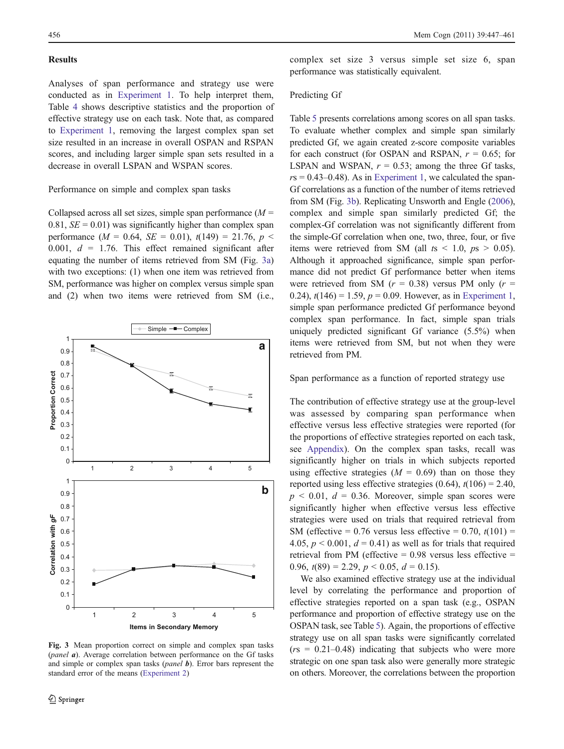## Results

Analyses of span performance and strategy use were conducted as in Experiment 1. To help interpret them, Table 4 shows descriptive statistics and the proportion of effective strategy use on each task. Note that, as compared to Experiment 1, removing the largest complex span set size resulted in an increase in overall OSPAN and RSPAN scores, and including larger simple span sets resulted in a decrease in overall LSPAN and WSPAN scores.

### Performance on simple and complex span tasks

Collapsed across all set sizes, simple span performance ($M$ = 0.81, $SE$ = 0.01) was significantly higher than complex span performance ($M$ = 0.64, $SE$ = 0.01), $t(149)$ = 21.76, $p <$ 0.001, $d$ = 1.76. This effect remained significant after equating the number of items retrieved from SM (Fig. 3a) with two exceptions: (1) when one item was retrieved from SM, performance was higher on complex versus simple span and (2) when two items were retrieved from SM (i.e., complex set size 3 versus simple set size 6, span performance was statistically equivalent.

**Fig. 3** Mean proportion correct on simple and complex span tasks (*panel a*). Average correlation between performance on the Gf tasks and simple or complex span tasks (*panel b*). Error bars represent the standard error of the means (Experiment 2)

### Predicting Gf

Table 5 presents correlations among scores on all span tasks. To evaluate whether complex and simple span similarly predicted Gf, we again created z-score composite variables for each construct (for OSPAN and RSPAN, $r$ = 0.65; for LSPAN and WSPAN, $r$ = 0.53; among the three Gf tasks, $r$s = 0.43–0.48). As in Experiment 1, we calculated the span-Gf correlations as a function of the number of items retrieved from SM (Fig. 3b). Replicating Unsworth and Engle (2006), complex and simple span similarly predicted Gf; the complex-Gf correlation was not significantly different from the simple-Gf correlation when one, two, three, four, or five items were retrieved from SM (all $t$s < 1.0, $p$s > 0.05). Although it approached significance, simple span performance did not predict Gf performance better when items were retrieved from SM ($r$ = 0.38) versus PM only ($r$ = 0.24), $t(146)$ = 1.59, $p$ = 0.09. However, as in Experiment 1, simple span performance predicted Gf performance beyond complex span performance. In fact, simple span trials uniquely predicted significant Gf variance (5.5%) when items were retrieved from SM, but not when they were retrieved from PM.

### Span performance as a function of reported strategy use

The contribution of effective strategy use at the group-level was assessed by comparing span performance when effective versus less effective strategies were reported (for the proportions of effective strategies reported on each task, see Appendix). On the complex span tasks, recall was significantly higher on trials in which subjects reported using effective strategies ($M$ = 0.69) than on those they reported using less effective strategies (0.64), $t(106)$ = 2.40, $p$ < 0.01, $d$ = 0.36. Moreover, simple span scores were significantly higher when effective versus less effective strategies were used on trials that required retrieval from SM (effective = 0.76 versus less effective = 0.70, $t(101)$ = 4.05, $p$ < 0.001, $d$ = 0.41) as well as for trials that required retrieval from PM (effective = 0.98 versus less effective = 0.96, $t(89)$ = 2.29, $p$ < 0.05, $d$ = 0.15).

We also examined effective strategy use at the individual level by correlating the performance and proportion of effective strategies reported on a span task (e.g., OSPAN performance and proportion of effective strategy use on the OSPAN task, see Table 5). Again, the proportions of effective strategy use on all span tasks were significantly correlated ($r$s = 0.21–0.48) indicating that subjects who were more strategic on one span task also were generally more strategic on others. Moreover, the correlations between the proportion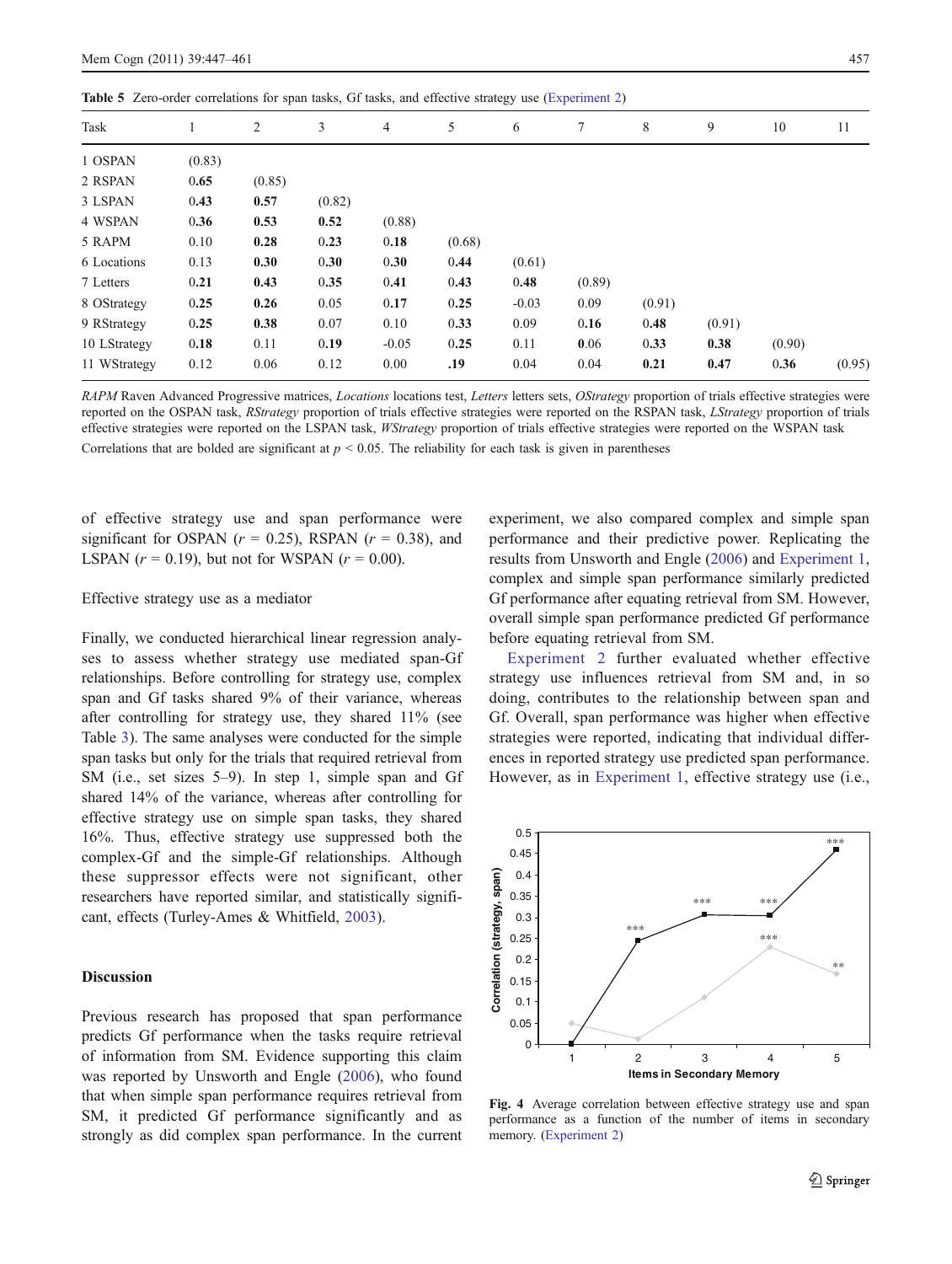**Table 5** Zero-order correlations for span tasks, Gf tasks, and effective strategy use (Experiment 2)

| Task | 1 | 2 | 3 | 4 | 5 | 6 | 7 | 8 | 9 | 10 | 11 |
|---|---|---|---|---|---|---|---|---|---|---|---|
| 1 OSPAN | (0.83) | | | | | | | | | | |
| 2 RSPAN | **0.65** | (0.85) | | | | | | | | | |
| 3 LSPAN | **0.43** | **0.57** | (0.82) | | | | | | | | |
| 4 WSPAN | **0.36** | **0.53** | **0.52** | (0.88) | | | | | | | |
| 5 RAPM | 0.10 | **0.28** | **0.23** | **0.18** | (0.68) | | | | | | |
| 6 Locations | 0.13 | **0.30** | **0.30** | **0.30** | **0.44** | (0.61) | | | | | |
| 7 Letters | **0.21** | **0.43** | **0.35** | **0.41** | **0.43** | **0.48** | (0.89) | | | | |
| 8 OStrategy | **0.25** | **0.26** | 0.05 | **0.17** | **0.25** | -0.03 | 0.09 | (0.91) | | | |
| 9 RStrategy | **0.25** | **0.38** | 0.07 | 0.10 | **0.33** | 0.09 | **0.16** | **0.48** | (0.91) | | |
| 10 LStrategy | **0.18** | 0.11 | **0.19** | -0.05 | **0.25** | 0.11 | 0.06 | **0.33** | **0.38** | (0.90) | |
| 11 WStrategy | 0.12 | 0.06 | 0.12 | 0.00 | **.19** | 0.04 | 0.04 | **0.21** | **0.47** | 0.36 | (0.95) |

*RAPM* Raven Advanced Progressive matrices, *Locations* locations test, *Letters* letters sets, *OStrategy* proportion of trials effective strategies were reported on the OSPAN task, *RStrategy* proportion of trials effective strategies were reported on the RSPAN task, *LStrategy* proportion of trials effective strategies were reported on the LSPAN task, *WStrategy* proportion of trials effective strategies were reported on the WSPAN task

Correlations that are bolded are significant at $p < 0.05$. The reliability for each task is given in parentheses

of effective strategy use and span performance were significant for OSPAN ($r = 0.25$), RSPAN ($r = 0.38$), and LSPAN ($r = 0.19$), but not for WSPAN ($r = 0.00$).

### Effective strategy use as a mediator

Finally, we conducted hierarchical linear regression analyses to assess whether strategy use mediated span-Gf relationships. Before controlling for strategy use, complex span and Gf tasks shared 9% of their variance, whereas after controlling for strategy use, they shared 11% (see Table 3). The same analyses were conducted for the simple span tasks but only for the trials that required retrieval from SM (i.e., set sizes 5–9). In step 1, simple span and Gf shared 14% of the variance, whereas after controlling for effective strategy use on simple span tasks, they shared 16%. Thus, effective strategy use suppressed both the complex-Gf and the simple-Gf relationships. Although these suppressor effects were not significant, other researchers have reported similar, and statistically significant, effects (Turley-Ames & Whitfield, 2003).

## Discussion

Previous research has proposed that span performance predicts Gf performance when the tasks require retrieval of information from SM. Evidence supporting this claim was reported by Unsworth and Engle (2006), who found that when simple span performance requires retrieval from SM, it predicted Gf performance significantly and as strongly as did complex span performance. In the current experiment, we also compared complex and simple span performance and their predictive power. Replicating the results from Unsworth and Engle (2006) and Experiment 1, complex and simple span performance similarly predicted Gf performance after equating retrieval from SM. However, overall simple span performance predicted Gf performance before equating retrieval from SM.

Experiment 2 further evaluated whether effective strategy use influences retrieval from SM and, in so doing, contributes to the relationship between span and Gf. Overall, span performance was higher when effective strategies were reported, indicating that individual differences in reported strategy use predicted span performance. However, as in Experiment 1, effective strategy use (i.e.,

**Fig. 4** Average correlation between effective strategy use and span performance as a function of the number of items in secondary memory. (Experiment 2)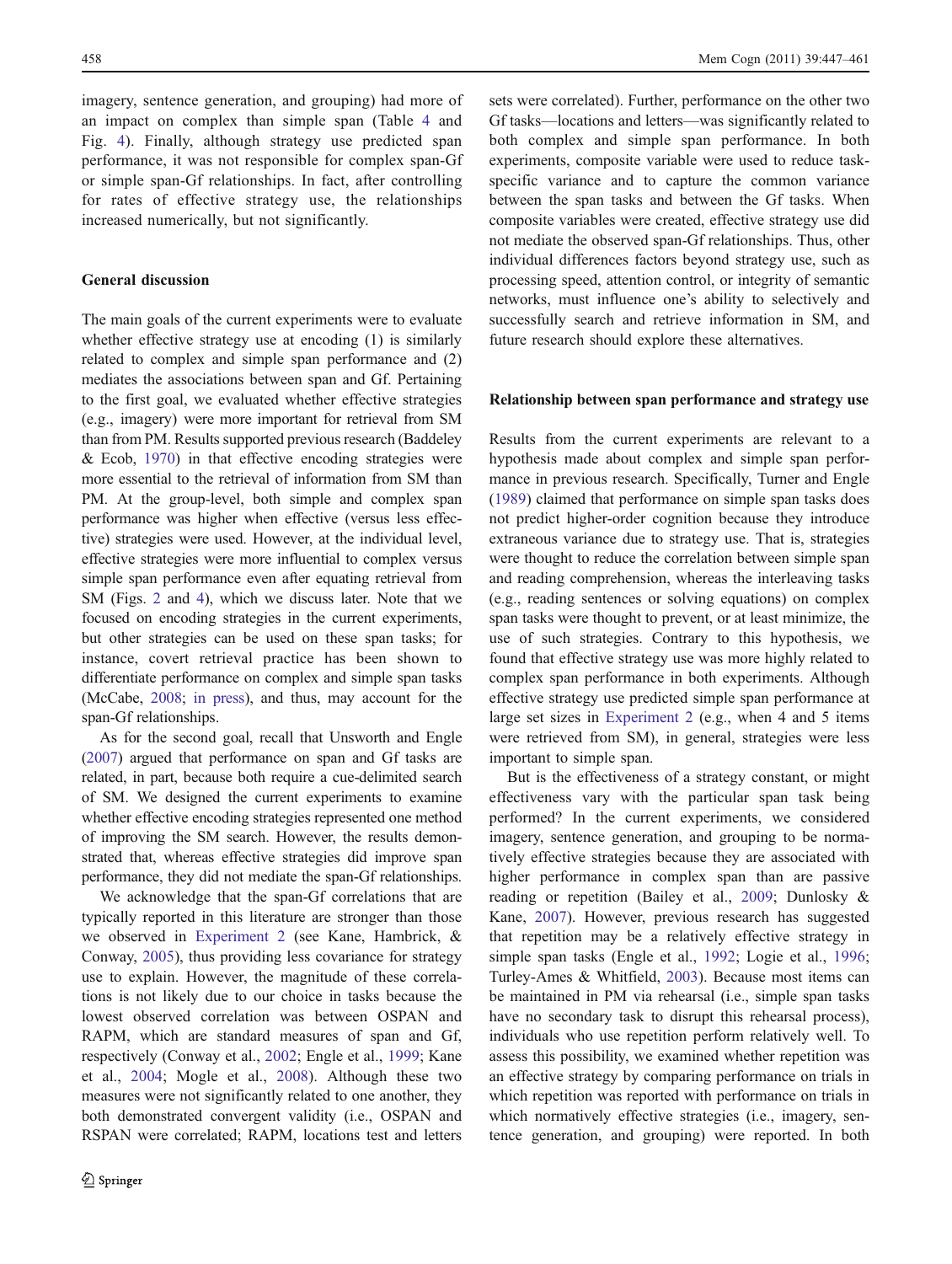imagery, sentence generation, and grouping) had more of an impact on complex than simple span (Table 4 and Fig. 4). Finally, although strategy use predicted span performance, it was not responsible for complex span-Gf or simple span-Gf relationships. In fact, after controlling for rates of effective strategy use, the relationships increased numerically, but not significantly.

## General discussion

The main goals of the current experiments were to evaluate whether effective strategy use at encoding (1) is similarly related to complex and simple span performance and (2) mediates the associations between span and Gf. Pertaining to the first goal, we evaluated whether effective strategies (e.g., imagery) were more important for retrieval from SM than from PM. Results supported previous research (Baddeley & Ecob, 1970) in that effective encoding strategies were more essential to the retrieval of information from SM than PM. At the group-level, both simple and complex span performance was higher when effective (versus less effective) strategies were used. However, at the individual level, effective strategies were more influential to complex versus simple span performance even after equating retrieval from SM (Figs. 2 and 4), which we discuss later. Note that we focused on encoding strategies in the current experiments, but other strategies can be used on these span tasks; for instance, covert retrieval practice has been shown to differentiate performance on complex and simple span tasks (McCabe, 2008; in press), and thus, may account for the span-Gf relationships.

As for the second goal, recall that Unsworth and Engle (2007) argued that performance on span and Gf tasks are related, in part, because both require a cue-delimited search of SM. We designed the current experiments to examine whether effective encoding strategies represented one method of improving the SM search. However, the results demonstrated that, whereas effective strategies did improve span performance, they did not mediate the span-Gf relationships.

We acknowledge that the span-Gf correlations that are typically reported in this literature are stronger than those we observed in Experiment 2 (see Kane, Hambrick, & Conway, 2005), thus providing less covariance for strategy use to explain. However, the magnitude of these correlations is not likely due to our choice in tasks because the lowest observed correlation was between OSPAN and RAPM, which are standard measures of span and Gf, respectively (Conway et al., 2002; Engle et al., 1999; Kane et al., 2004; Mogle et al., 2008). Although these two measures were not significantly related to one another, they both demonstrated convergent validity (i.e., OSPAN and RSPAN were correlated; RAPM, locations test and letters sets were correlated). Further, performance on the other two Gf tasks—locations and letters—was significantly related to both complex and simple span performance. In both experiments, composite variable were used to reduce task-specific variance and to capture the common variance between the span tasks and between the Gf tasks. When composite variables were created, effective strategy use did not mediate the observed span-Gf relationships. Thus, other individual differences factors beyond strategy use, such as processing speed, attention control, or integrity of semantic networks, must influence one's ability to selectively and successfully search and retrieve information in SM, and future research should explore these alternatives.

## Relationship between span performance and strategy use

Results from the current experiments are relevant to a hypothesis made about complex and simple span performance in previous research. Specifically, Turner and Engle (1989) claimed that performance on simple span tasks does not predict higher-order cognition because they introduce extraneous variance due to strategy use. That is, strategies were thought to reduce the correlation between simple span and reading comprehension, whereas the interleaving tasks (e.g., reading sentences or solving equations) on complex span tasks were thought to prevent, or at least minimize, the use of such strategies. Contrary to this hypothesis, we found that effective strategy use was more highly related to complex span performance in both experiments. Although effective strategy use predicted simple span performance at large set sizes in Experiment 2 (e.g., when 4 and 5 items were retrieved from SM), in general, strategies were less important to simple span.

But is the effectiveness of a strategy constant, or might effectiveness vary with the particular span task being performed? In the current experiments, we considered imagery, sentence generation, and grouping to be normatively effective strategies because they are associated with higher performance in complex span than are passive reading or repetition (Bailey et al., 2009; Dunlosky & Kane, 2007). However, previous research has suggested that repetition may be a relatively effective strategy in simple span tasks (Engle et al., 1992; Logie et al., 1996; Turley-Ames & Whitfield, 2003). Because most items can be maintained in PM via rehearsal (i.e., simple span tasks have no secondary task to disrupt this rehearsal process), individuals who use repetition perform relatively well. To assess this possibility, we examined whether repetition was an effective strategy by comparing performance on trials in which repetition was reported with performance on trials in which normatively effective strategies (i.e., imagery, sentence generation, and grouping) were reported. In both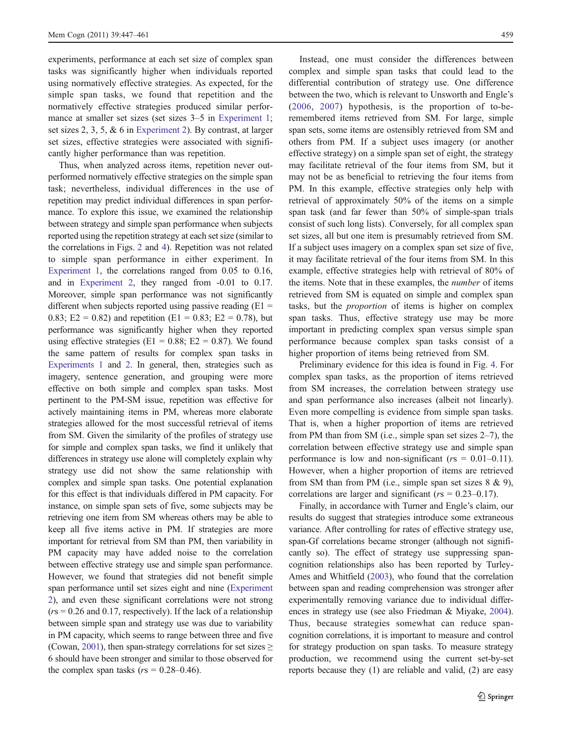experiments, performance at each set size of complex span tasks was significantly higher when individuals reported using normatively effective strategies. As expected, for the simple span tasks, we found that repetition and the normatively effective strategies produced similar performance at smaller set sizes (set sizes 3–5 in Experiment 1; set sizes 2, 3, 5, & 6 in Experiment 2). By contrast, at larger set sizes, effective strategies were associated with significantly higher performance than was repetition.

Thus, when analyzed across items, repetition never outperformed normatively effective strategies on the simple span task; nevertheless, individual differences in the use of repetition may predict individual differences in span performance. To explore this issue, we examined the relationship between strategy and simple span performance when subjects reported using the repetition strategy at each set size (similar to the correlations in Figs. 2 and 4). Repetition was not related to simple span performance in either experiment. In Experiment 1, the correlations ranged from 0.05 to 0.16, and in Experiment 2, they ranged from -0.01 to 0.17. Moreover, simple span performance was not significantly different when subjects reported using passive reading (E1 = 0.83; E2 = 0.82) and repetition (E1 = 0.83; E2 = 0.78), but performance was significantly higher when they reported using effective strategies (E1 = 0.88; E2 = 0.87). We found the same pattern of results for complex span tasks in Experiments 1 and 2. In general, then, strategies such as imagery, sentence generation, and grouping were more effective on both simple and complex span tasks. Most pertinent to the PM-SM issue, repetition was effective for actively maintaining items in PM, whereas more elaborate strategies allowed for the most successful retrieval of items from SM. Given the similarity of the profiles of strategy use for simple and complex span tasks, we find it unlikely that differences in strategy use alone will completely explain why strategy use did not show the same relationship with complex and simple span tasks. One potential explanation for this effect is that individuals differed in PM capacity. For instance, on simple span sets of five, some subjects may be retrieving one item from SM whereas others may be able to keep all five items active in PM. If strategies are more important for retrieval from SM than PM, then variability in PM capacity may have added noise to the correlation between effective strategy use and simple span performance. However, we found that strategies did not benefit simple span performance until set sizes eight and nine (Experiment 2), and even these significant correlations were not strong ($r$s = 0.26 and 0.17, respectively). If the lack of a relationship between simple span and strategy use was due to variability in PM capacity, which seems to range between three and five (Cowan, 2001), then span-strategy correlations for set sizes ≥ 6 should have been stronger and similar to those observed for the complex span tasks ($r$s = 0.28–0.46).

Instead, one must consider the differences between complex and simple span tasks that could lead to the differential contribution of strategy use. One difference between the two, which is relevant to Unsworth and Engle's (2006, 2007) hypothesis, is the proportion of to-be-remembered items retrieved from SM. For large, simple span sets, some items are ostensibly retrieved from SM and others from PM. If a subject uses imagery (or another effective strategy) on a simple span set of eight, the strategy may facilitate retrieval of the four items from SM, but it may not be as beneficial to retrieving the four items from PM. In this example, effective strategies only help with retrieval of approximately 50% of the items on a simple span task (and far fewer than 50% of simple-span trials consist of such long lists). Conversely, for all complex span set sizes, all but one item is presumably retrieved from SM. If a subject uses imagery on a complex span set size of five, it may facilitate retrieval of the four items from SM. In this example, effective strategies help with retrieval of 80% of the items. Note that in these examples, the *number* of items retrieved from SM is equated on simple and complex span tasks, but the *proportion* of items is higher on complex span tasks. Thus, effective strategy use may be more important in predicting complex span versus simple span performance because complex span tasks consist of a higher proportion of items being retrieved from SM.

Preliminary evidence for this idea is found in Fig. 4. For complex span tasks, as the proportion of items retrieved from SM increases, the correlation between strategy use and span performance also increases (albeit not linearly). Even more compelling is evidence from simple span tasks. That is, when a higher proportion of items are retrieved from PM than from SM (i.e., simple span set sizes 2–7), the correlation between effective strategy use and simple span performance is low and non-significant ($r$s = 0.01–0.11). However, when a higher proportion of items are retrieved from SM than from PM (i.e., simple span set sizes 8 & 9), correlations are larger and significant ($r$s = 0.23–0.17).

Finally, in accordance with Turner and Engle's claim, our results do suggest that strategies introduce some extraneous variance. After controlling for rates of effective strategy use, span-Gf correlations became stronger (although not significantly so). The effect of strategy use suppressing span-cognition relationships also has been reported by Turley-Ames and Whitfield (2003), who found that the correlation between span and reading comprehension was stronger after experimentally removing variance due to individual differences in strategy use (see also Friedman & Miyake, 2004). Thus, because strategies somewhat can reduce span-cognition correlations, it is important to measure and control for strategy production on span tasks. To measure strategy production, we recommend using the current set-by-set reports because they (1) are reliable and valid, (2) are easy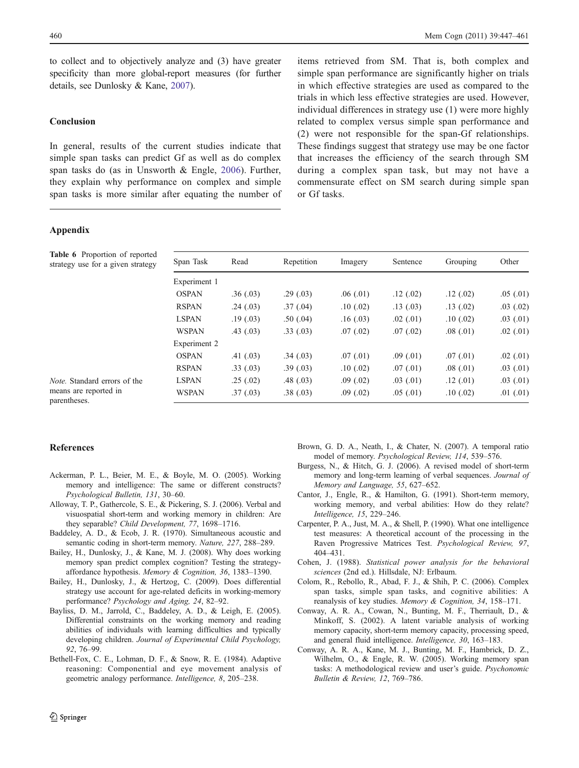to collect and to objectively analyze and (3) have greater specificity than more global-report measures (for further details, see Dunlosky & Kane, 2007).

## Conclusion

In general, results of the current studies indicate that simple span tasks can predict Gf as well as do complex span tasks do (as in Unsworth & Engle, 2006). Further, they explain why performance on complex and simple span tasks is more similar after equating the number of items retrieved from SM. That is, both complex and simple span performance are significantly higher on trials in which effective strategies are used as compared to the trials in which less effective strategies are used. However, individual differences in strategy use (1) were more highly related to complex versus simple span performance and (2) were not responsible for the span-Gf relationships. These findings suggest that strategy use may be one factor that increases the efficiency of the search through SM during a complex span task, but may not have a commensurate effect on SM search during simple span or Gf tasks.

## Appendix

**Table 6** Proportion of reported strategy use for a given strategy

| Span Task | Read | Repetition | Imagery | Sentence | Grouping | Other |
|---|---|---|---|---|---|---|
| Experiment 1 | | | | | | |
| OSPAN | .36 (.03) | .29 (.03) | .06 (.01) | .12 (.02) | .12 (.02) | .05 (.01) |
| RSPAN | .24 (.03) | .37 (.04) | .10 (.02) | .13 (.03) | .13 (.02) | .03 (.02) |
| LSPAN | .19 (.03) | .50 (.04) | .16 (.03) | .02 (.01) | .10 (.02) | .03 (.01) |
| WSPAN | .43 (.03) | .33 (.03) | .07 (.02) | .07 (.02) | .08 (.01) | .02 (.01) |
| Experiment 2 | | | | | | |
| OSPAN | .41 (.03) | .34 (.03) | .07 (.01) | .09 (.01) | .07 (.01) | .02 (.01) |
| RSPAN | .33 (.03) | .39 (.03) | .10 (.02) | .07 (.01) | .08 (.01) | .03 (.01) |
| LSPAN | .25 (.02) | .48 (.03) | .09 (.02) | .03 (.01) | .12 (.01) | .03 (.01) |
| WSPAN | .37 (.03) | .38 (.03) | .09 (.02) | .05 (.01) | .10 (.02) | .01 (.01) |

*Note.* Standard errors of the means are reported in parentheses.

## References

Ackerman, P. L., Beier, M. E., & Boyle, M. O. (2005). Working memory and intelligence: The same or different constructs? *Psychological Bulletin, 131*, 30–60.

Alloway, T. P., Gathercole, S. E., & Pickering, S. J. (2006). Verbal and visuospatial short-term and working memory in children: Are they separable? *Child Development, 77*, 1698–1716.

Baddeley, A. D., & Ecob, J. R. (1970). Simultaneous acoustic and semantic coding in short-term memory. *Nature, 227*, 288–289.

Bailey, H., Dunlosky, J., & Kane, M. J. (2008). Why does working memory span predict complex cognition? Testing the strategy-affordance hypothesis. *Memory & Cognition, 36*, 1383–1390.

Bailey, H., Dunlosky, J., & Hertzog, C. (2009). Does differential strategy use account for age-related deficits in working-memory performance? *Psychology and Aging, 24*, 82–92.

Bayliss, D. M., Jarrold, C., Baddeley, A. D., & Leigh, E. (2005). Differential constraints on the working memory and reading abilities of individuals with learning difficulties and typically developing children. *Journal of Experimental Child Psychology, 92*, 76–99.

Bethell-Fox, C. E., Lohman, D. F., & Snow, R. E. (1984). Adaptive reasoning: Componential and eye movement analysis of geometric analogy performance. *Intelligence, 8*, 205–238.

Brown, G. D. A., Neath, I., & Chater, N. (2007). A temporal ratio model of memory. *Psychological Review, 114*, 539–576.

Burgess, N., & Hitch, G. J. (2006). A revised model of short-term memory and long-term learning of verbal sequences. *Journal of Memory and Language, 55*, 627–652.

Cantor, J., Engle, R., & Hamilton, G. (1991). Short-term memory, working memory, and verbal abilities: How do they relate? *Intelligence, 15*, 229–246.

Carpenter, P. A., Just, M. A., & Shell, P. (1990). What one intelligence test measures: A theoretical account of the processing in the Raven Progressive Matrices Test. *Psychological Review, 97*, 404–431.

Cohen, J. (1988). *Statistical power analysis for the behavioral sciences* (2nd ed.). Hillsdale, NJ: Erlbaum.

Colom, R., Rebollo, R., Abad, F. J., & Shih, P. C. (2006). Complex span tasks, simple span tasks, and cognitive abilities: A reanalysis of key studies. *Memory & Cognition, 34*, 158–171.

Conway, A. R. A., Cowan, N., Bunting, M. F., Therriault, D., & Minkoff, S. (2002). A latent variable analysis of working memory capacity, short-term memory capacity, processing speed, and general fluid intelligence. *Intelligence, 30*, 163–183.

Conway, A. R. A., Kane, M. J., Bunting, M. F., Hambrick, D. Z., Wilhelm, O., & Engle, R. W. (2005). Working memory span tasks: A methodological review and user's guide. *Psychonomic Bulletin & Review, 12*, 769–786.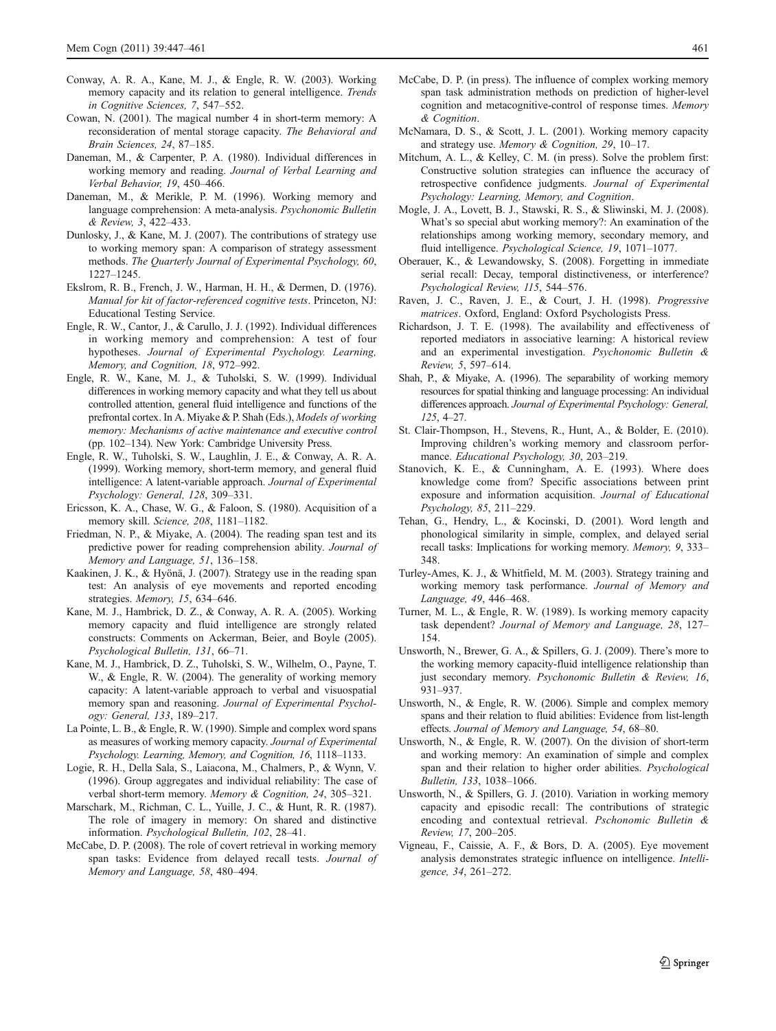Conway, A. R. A., Kane, M. J., & Engle, R. W. (2003). Working memory capacity and its relation to general intelligence. *Trends in Cognitive Sciences, 7*, 547–552.

Cowan, N. (2001). The magical number 4 in short-term memory: A reconsideration of mental storage capacity. *The Behavioral and Brain Sciences, 24*, 87–185.

Daneman, M., & Carpenter, P. A. (1980). Individual differences in working memory and reading. *Journal of Verbal Learning and Verbal Behavior, 19*, 450–466.

Daneman, M., & Merikle, P. M. (1996). Working memory and language comprehension: A meta-analysis. *Psychonomic Bulletin & Review, 3*, 422–433.

Dunlosky, J., & Kane, M. J. (2007). The contributions of strategy use to working memory span: A comparison of strategy assessment methods. *The Quarterly Journal of Experimental Psychology, 60*, 1227–1245.

Ekslrom, R. B., French, J. W., Harman, H. H., & Dermen, D. (1976). *Manual for kit of factor-referenced cognitive tests*. Princeton, NJ: Educational Testing Service.

Engle, R. W., Cantor, J., & Carullo, J. J. (1992). Individual differences in working memory and comprehension: A test of four hypotheses. *Journal of Experimental Psychology. Learning, Memory, and Cognition, 18*, 972–992.

Engle, R. W., Kane, M. J., & Tuholski, S. W. (1999). Individual differences in working memory capacity and what they tell us about controlled attention, general fluid intelligence and functions of the prefrontal cortex. In A. Miyake & P. Shah (Eds.), *Models of working memory: Mechanisms of active maintenance and executive control* (pp. 102–134). New York: Cambridge University Press.

Engle, R. W., Tuholski, S. W., Laughlin, J. E., & Conway, A. R. A. (1999). Working memory, short-term memory, and general fluid intelligence: A latent-variable approach. *Journal of Experimental Psychology: General, 128*, 309–331.

Ericsson, K. A., Chase, W. G., & Faloon, S. (1980). Acquisition of a memory skill. *Science, 208*, 1181–1182.

Friedman, N. P., & Miyake, A. (2004). The reading span test and its predictive power for reading comprehension ability. *Journal of Memory and Language, 51*, 136–158.

Kaakinen, J. K., & Hyönä, J. (2007). Strategy use in the reading span test: An analysis of eye movements and reported encoding strategies. *Memory, 15*, 634–646.

Kane, M. J., Hambrick, D. Z., & Conway, A. R. A. (2005). Working memory capacity and fluid intelligence are strongly related constructs: Comments on Ackerman, Beier, and Boyle (2005). *Psychological Bulletin, 131*, 66–71.

Kane, M. J., Hambrick, D. Z., Tuholski, S. W., Wilhelm, O., Payne, T. W., & Engle, R. W. (2004). The generality of working memory capacity: A latent-variable approach to verbal and visuospatial memory span and reasoning. *Journal of Experimental Psychology: General, 133*, 189–217.

La Pointe, L. B., & Engle, R. W. (1990). Simple and complex word spans as measures of working memory capacity. *Journal of Experimental Psychology. Learning, Memory, and Cognition, 16*, 1118–1133.

Logie, R. H., Della Sala, S., Laiacona, M., Chalmers, P., & Wynn, V. (1996). Group aggregates and individual reliability: The case of verbal short-term memory. *Memory & Cognition, 24*, 305–321.

Marschark, M., Richman, C. L., Yuille, J. C., & Hunt, R. R. (1987). The role of imagery in memory: On shared and distinctive information. *Psychological Bulletin, 102*, 28–41.

McCabe, D. P. (2008). The role of covert retrieval in working memory span tasks: Evidence from delayed recall tests. *Journal of Memory and Language, 58*, 480–494.

McCabe, D. P. (in press). The influence of complex working memory span task administration methods on prediction of higher-level cognition and metacognitive-control of response times. *Memory & Cognition*.

McNamara, D. S., & Scott, J. L. (2001). Working memory capacity and strategy use. *Memory & Cognition, 29*, 10–17.

Mitchum, A. L., & Kelley, C. M. (in press). Solve the problem first: Constructive solution strategies can influence the accuracy of retrospective confidence judgments. *Journal of Experimental Psychology: Learning, Memory, and Cognition*.

Mogle, J. A., Lovett, B. J., Stawski, R. S., & Sliwinski, M. J. (2008). What's so special abut working memory?: An examination of the relationships among working memory, secondary memory, and fluid intelligence. *Psychological Science, 19*, 1071–1077.

Oberauer, K., & Lewandowsky, S. (2008). Forgetting in immediate serial recall: Decay, temporal distinctiveness, or interference? *Psychological Review, 115*, 544–576.

Raven, J. C., Raven, J. E., & Court, J. H. (1998). *Progressive matrices*. Oxford, England: Oxford Psychologists Press.

Richardson, J. T. E. (1998). The availability and effectiveness of reported mediators in associative learning: A historical review and an experimental investigation. *Psychonomic Bulletin & Review, 5*, 597–614.

Shah, P., & Miyake, A. (1996). The separability of working memory resources for spatial thinking and language processing: An individual differences approach. *Journal of Experimental Psychology: General, 125*, 4–27.

St. Clair-Thompson, H., Stevens, R., Hunt, A., & Bolder, E. (2010). Improving children's working memory and classroom performance. *Educational Psychology, 30*, 203–219.

Stanovich, K. E., & Cunningham, A. E. (1993). Where does knowledge come from? Specific associations between print exposure and information acquisition. *Journal of Educational Psychology, 85*, 211–229.

Tehan, G., Hendry, L., & Kocinski, D. (2001). Word length and phonological similarity in simple, complex, and delayed serial recall tasks: Implications for working memory. *Memory, 9*, 333–348.

Turley-Ames, K. J., & Whitfield, M. M. (2003). Strategy training and working memory task performance. *Journal of Memory and Language, 49*, 446–468.

Turner, M. L., & Engle, R. W. (1989). Is working memory capacity task dependent? *Journal of Memory and Language, 28*, 127–154.

Unsworth, N., Brewer, G. A., & Spillers, G. J. (2009). There's more to the working memory capacity-fluid intelligence relationship than just secondary memory. *Psychonomic Bulletin & Review, 16*, 931–937.

Unsworth, N., & Engle, R. W. (2006). Simple and complex memory spans and their relation to fluid abilities: Evidence from list-length effects. *Journal of Memory and Language, 54*, 68–80.

Unsworth, N., & Engle, R. W. (2007). On the division of short-term and working memory: An examination of simple and complex span and their relation to higher order abilities. *Psychological Bulletin, 133*, 1038–1066.

Unsworth, N., & Spillers, G. J. (2010). Variation in working memory capacity and episodic recall: The contributions of strategic encoding and contextual retrieval. *Pschonomic Bulletin & Review, 17*, 200–205.

Vigneau, F., Caissie, A. F., & Bors, D. A. (2005). Eye movement analysis demonstrates strategic influence on intelligence. *Intelligence, 34*, 261–272.